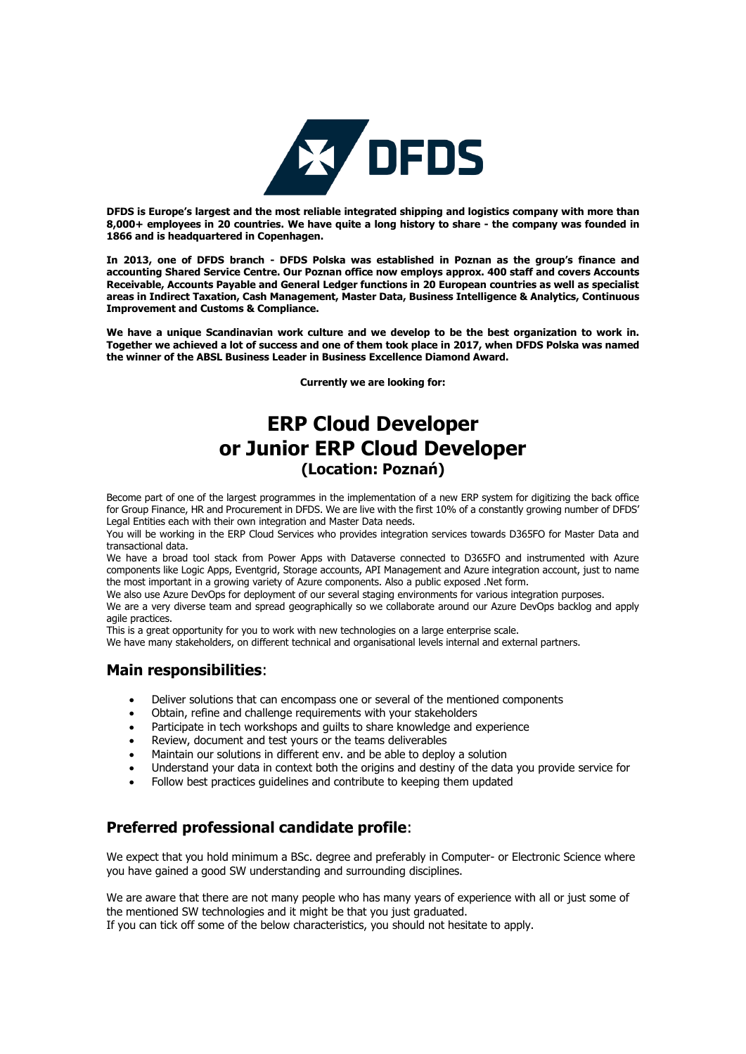**DFDS is Europe's largest and the most reliable integrated shipping and logistics company with more than 8,000+ employees in 20 countries. We have quite a long history to share - the company was founded in 1866 and is headquartered in Copenhagen.**

**In 2013, one of DFDS branch - DFDS Polska was established in Poznan as the group's finance and accounting Shared Service Centre. Our Poznan office now employs approx. 400 staff and covers Accounts Receivable, Accounts Payable and General Ledger functions in 20 European countries as well as specialist areas in Indirect Taxation, Cash Management, Master Data, Business Intelligence & Analytics, Continuous Improvement and Customs & Compliance.**

**We have a unique Scandinavian work culture and we develop to be the best organization to work in. Together we achieved a lot of success and one of them took place in 2017, when DFDS Polska was named the winner of the ABSL Business Leader in Business Excellence Diamond Award.**

**Currently we are looking for:**

# ERP Cloud Developer or Junior ERP Cloud Developer (Location: Poznań)

Become part of one of the largest programmes in the implementation of a new ERP system for digitizing the back office for Group Finance, HR and Procurement in DFDS. We are live with the first 10% of a constantly growing number of DFDS' Legal Entities each with their own integration and Master Data needs.

You will be working in the ERP Cloud Services who provides integration services towards D365FO for Master Data and transactional data.

We have a broad tool stack from Power Apps with Dataverse connected to D365FO and instrumented with Azure components like Logic Apps, Eventgrid, Storage accounts, API Management and Azure integration account, just to name the most important in a growing variety of Azure components. Also a public exposed .Net form.

We also use Azure DevOps for deployment of our several staging environments for various integration purposes.

We are a very diverse team and spread geographically so we collaborate around our Azure DevOps backlog and apply agile practices.

This is a great opportunity for you to work with new technologies on a large enterprise scale.

We have many stakeholders, on different technical and organisational levels internal and external partners.

## Main responsibilities:

- Deliver solutions that can encompass one or several of the mentioned components
- Obtain, refine and challenge requirements with your stakeholders
- Participate in tech workshops and guilts to share knowledge and experience
- Review, document and test yours or the teams deliverables
- Maintain our solutions in different env. and be able to deploy a solution
- Understand your data in context both the origins and destiny of the data you provide service for
- Follow best practices guidelines and contribute to keeping them updated

## Preferred professional candidate profile:

We expect that you hold minimum a BSc. degree and preferably in Computer- or Electronic Science where you have gained a good SW understanding and surrounding disciplines.

We are aware that there are not many people who has many years of experience with all or just some of the mentioned SW technologies and it might be that you just graduated.

If you can tick off some of the below characteristics, you should not hesitate to apply.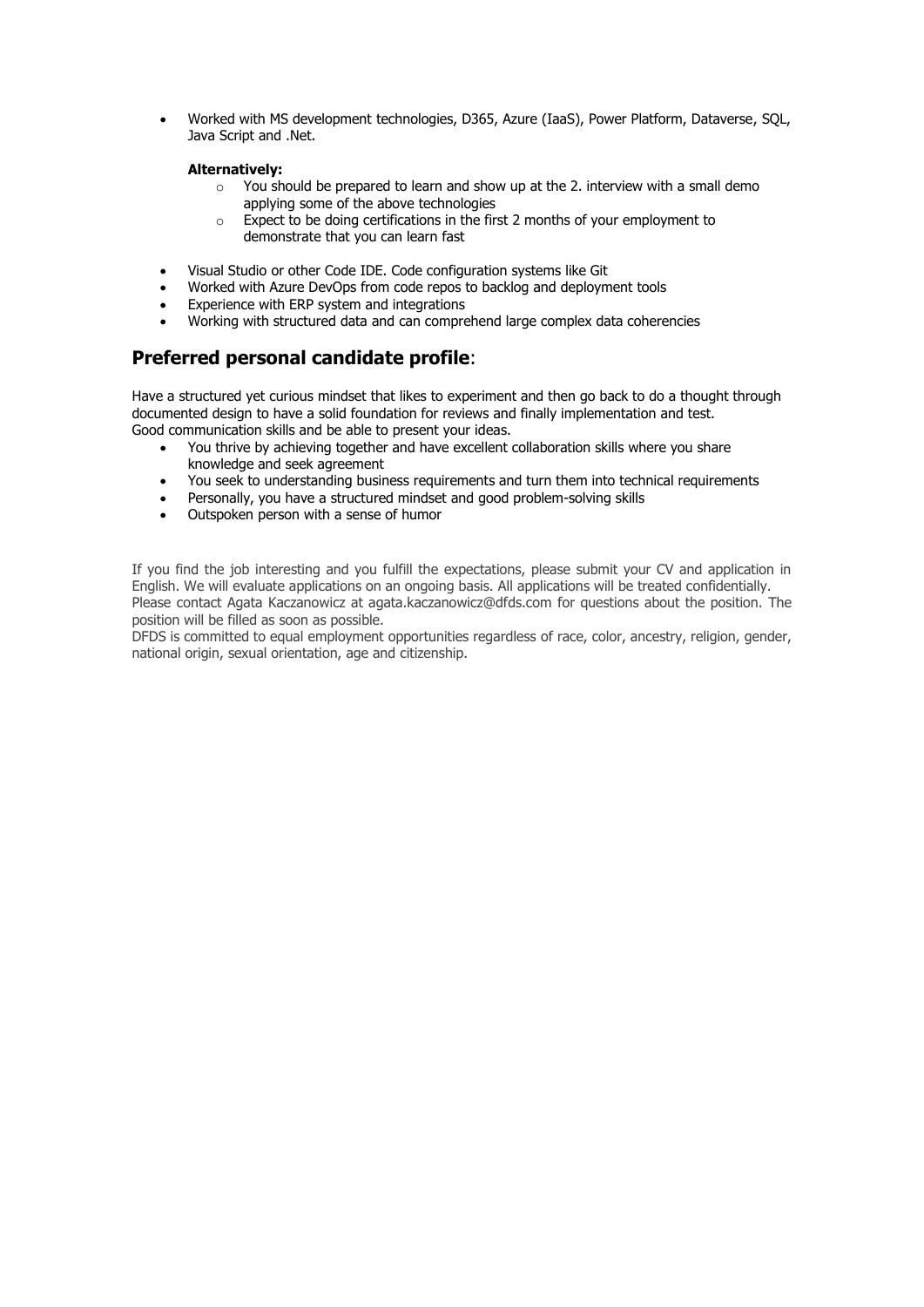- Worked with MS development technologies, D365, Azure (IaaS), Power Platform, Dataverse, SQL, Java Script and .Net.

  **Alternatively:**
  - You should be prepared to learn and show up at the 2. interview with a small demo applying some of the above technologies
  - Expect to be doing certifications in the first 2 months of your employment to demonstrate that you can learn fast

- Visual Studio or other Code IDE. Code configuration systems like Git
- Worked with Azure DevOps from code repos to backlog and deployment tools
- Experience with ERP system and integrations
- Working with structured data and can comprehend large complex data coherencies

## **Preferred personal candidate profile**:

Have a structured yet curious mindset that likes to experiment and then go back to do a thought through documented design to have a solid foundation for reviews and finally implementation and test.
Good communication skills and be able to present your ideas.

- You thrive by achieving together and have excellent collaboration skills where you share knowledge and seek agreement
- You seek to understanding business requirements and turn them into technical requirements
- Personally, you have a structured mindset and good problem-solving skills
- Outspoken person with a sense of humor

If you find the job interesting and you fulfill the expectations, please submit your CV and application in English. We will evaluate applications on an ongoing basis. All applications will be treated confidentially. Please contact Agata Kaczanowicz at agata.kaczanowicz@dfds.com for questions about the position. The position will be filled as soon as possible.
DFDS is committed to equal employment opportunities regardless of race, color, ancestry, religion, gender, national origin, sexual orientation, age and citizenship.